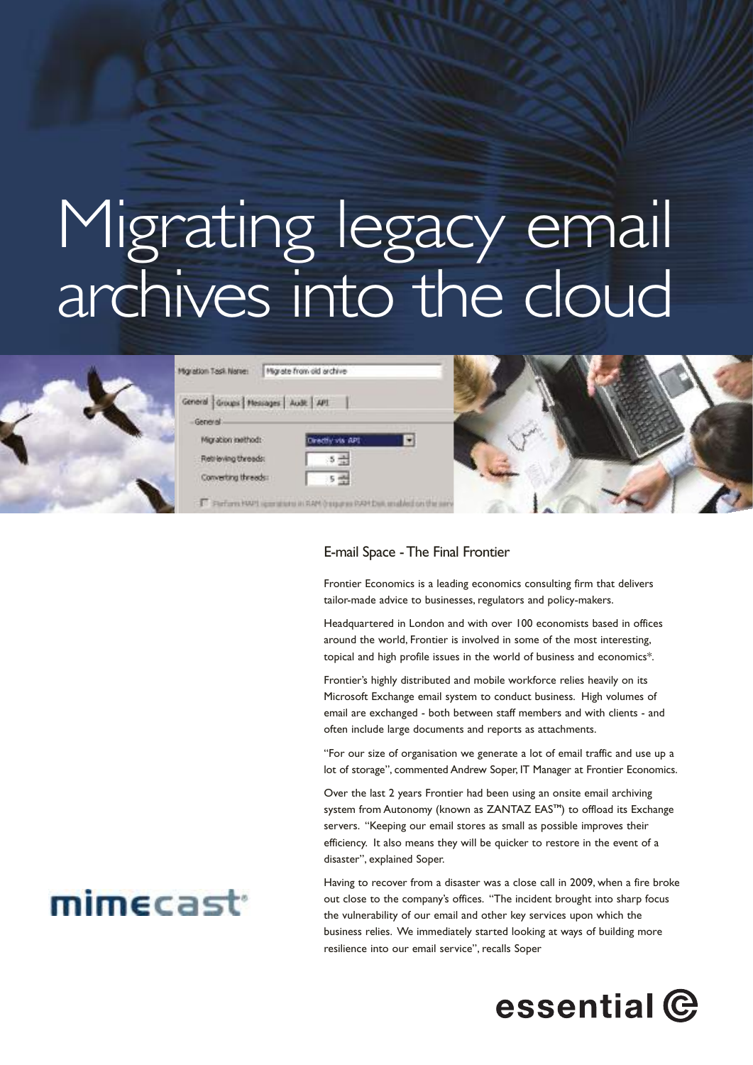# Migrating legacy email archives into the cloud

## E-mail Space - The Final Frontier

Frontier Economics is a leading economics consulting firm that delivers tailor-made advice to businesses, regulators and policy-makers.

Headquartered in London and with over 100 economists based in offices around the world, Frontier is involved in some of the most interesting, topical and high profile issues in the world of business and economics*.

Frontier's highly distributed and mobile workforce relies heavily on its Microsoft Exchange email system to conduct business. High volumes of email are exchanged - both between staff members and with clients - and often include large documents and reports as attachments.

"For our size of organisation we generate a lot of email traffic and use up a lot of storage", commented Andrew Soper, IT Manager at Frontier Economics.

Over the last 2 years Frontier had been using an onsite email archiving system from Autonomy (known as ZANTAZ EAS™) to offload its Exchange servers. "Keeping our email stores as small as possible improves their efficiency. It also means they will be quicker to restore in the event of a disaster", explained Soper.

Having to recover from a disaster was a close call in 2009, when a fire broke out close to the company's offices. "The incident brought into sharp focus the vulnerability of our email and other key services upon which the business relies. We immediately started looking at ways of building more resilience into our email service", recalls Soper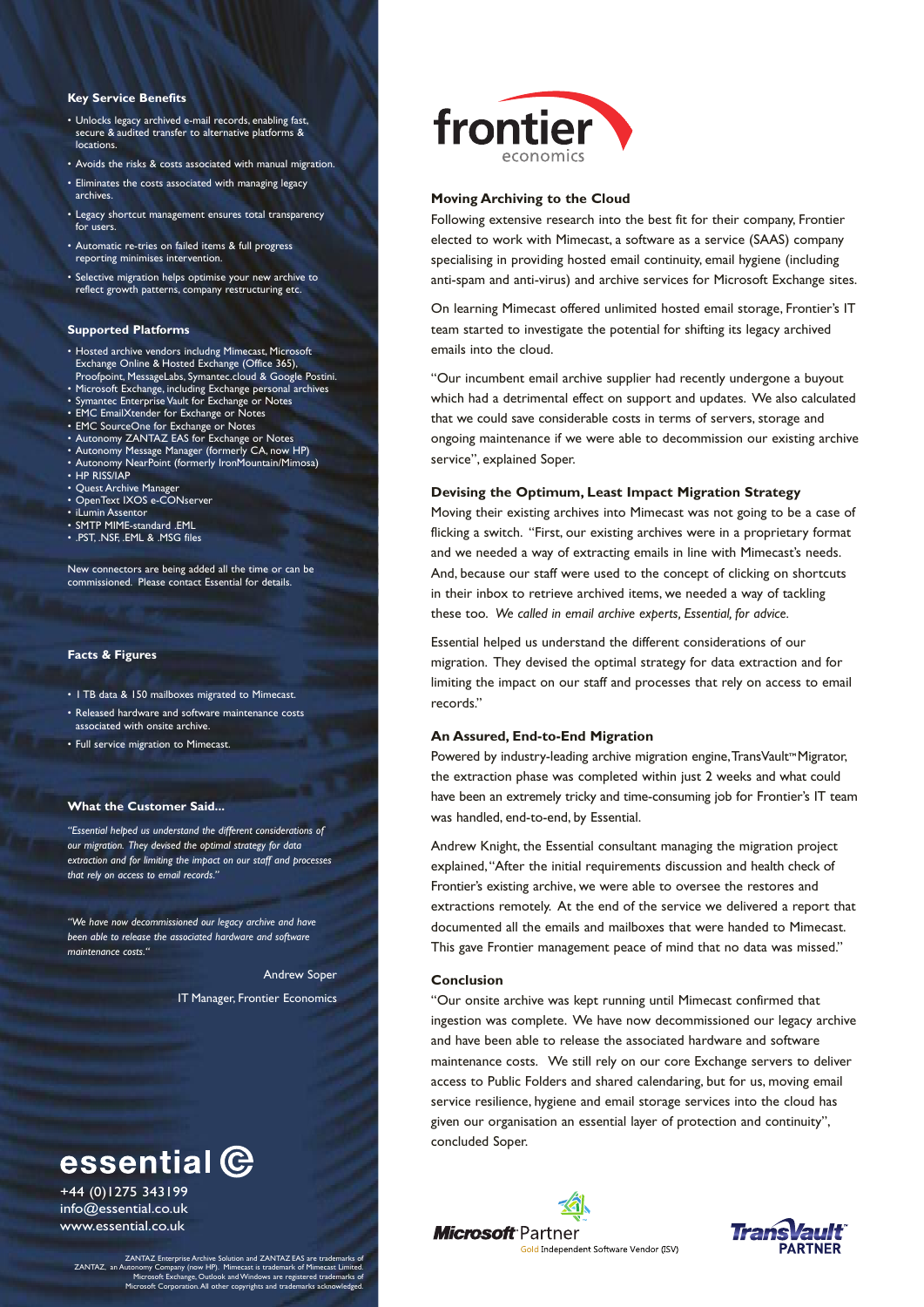## Key Service Benefits

- Unlocks legacy archived e-mail records, enabling fast, secure & audited transfer to alternative platforms & locations.
- Avoids the risks & costs associated with manual migration.
- Eliminates the costs associated with managing legacy archives.
- Legacy shortcut management ensures total transparency for users.
- Automatic re-tries on failed items & full progress reporting minimises intervention.
- Selective migration helps optimise your new archive to reflect growth patterns, company restructuring etc.

## Supported Platforms

- Hosted archive vendors includng Mimecast, Microsoft Exchange Online & Hosted Exchange (Office 365), Proofpoint, MessageLabs, Symantec.cloud & Google Postini.
- Microsoft Exchange, including Exchange personal archives
- Symantec Enterprise Vault for Exchange or Notes
- EMC EmailXtender for Exchange or Notes
- EMC SourceOne for Exchange or Notes
- Autonomy ZANTAZ EAS for Exchange or Notes
- Autonomy Message Manager (formerly CA, now HP)
- Autonomy NearPoint (formerly IronMountain/Mimosa)
- HP RISS/IAP
- Quest Archive Manager
- OpenText IXOS e-CONserver
- iLumin Assentor
- SMTP MIME-standard .EML
- .PST, .NSF, .EML & .MSG files

New connectors are being added all the time or can be commissioned. Please contact Essential for details.

## Facts & Figures

- 1 TB data & 150 mailboxes migrated to Mimecast.
- Released hardware and software maintenance costs associated with onsite archive.
- Full service migration to Mimecast.

## What the Customer Said...

*"Essential helped us understand the different considerations of our migration. They devised the optimal strategy for data extraction and for limiting the impact on our staff and processes that rely on access to email records."*

*"We have now decommissioned our legacy archive and have been able to release the associated hardware and software maintenance costs."*

Andrew Soper

IT Manager, Frontier Economics

**essential**

+44 (0)1275 343199
info@essential.co.uk
www.essential.co.uk

ZANTAZ Enterprise Archive Solution and ZANTAZ EAS are trademarks of ZANTAZ, an Autonomy Company (now HP). Mimecast is trademark of Mimecast Limited. Microsoft Exchange, Outlook and Windows are registered trademarks of Microsoft Corporation. All other copyrights and trademarks acknowledged.

frontier economics

## Moving Archiving to the Cloud

Following extensive research into the best fit for their company, Frontier elected to work with Mimecast, a software as a service (SAAS) company specialising in providing hosted email continuity, email hygiene (including anti-spam and anti-virus) and archive services for Microsoft Exchange sites.

On learning Mimecast offered unlimited hosted email storage, Frontier's IT team started to investigate the potential for shifting its legacy archived emails into the cloud.

"Our incumbent email archive supplier had recently undergone a buyout which had a detrimental effect on support and updates. We also calculated that we could save considerable costs in terms of servers, storage and ongoing maintenance if we were able to decommission our existing archive service", explained Soper.

## Devising the Optimum, Least Impact Migration Strategy

Moving their existing archives into Mimecast was not going to be a case of flicking a switch. "First, our existing archives were in a proprietary format and we needed a way of extracting emails in line with Mimecast's needs. And, because our staff were used to the concept of clicking on shortcuts in their inbox to retrieve archived items, we needed a way of tackling these too. *We called in email archive experts, Essential, for advice.*

Essential helped us understand the different considerations of our migration. They devised the optimal strategy for data extraction and for limiting the impact on our staff and processes that rely on access to email records."

## An Assured, End-to-End Migration

Powered by industry-leading archive migration engine, TransVault™ Migrator, the extraction phase was completed within just 2 weeks and what could have been an extremely tricky and time-consuming job for Frontier's IT team was handled, end-to-end, by Essential.

Andrew Knight, the Essential consultant managing the migration project explained, "After the initial requirements discussion and health check of Frontier's existing archive, we were able to oversee the restores and extractions remotely. At the end of the service we delivered a report that documented all the emails and mailboxes that were handed to Mimecast. This gave Frontier management peace of mind that no data was missed."

## Conclusion

"Our onsite archive was kept running until Mimecast confirmed that ingestion was complete. We have now decommissioned our legacy archive and have been able to release the associated hardware and software maintenance costs. We still rely on our core Exchange servers to deliver access to Public Folders and shared calendaring, but for us, moving email service resilience, hygiene and email storage services into the cloud has given our organisation an essential layer of protection and continuity", concluded Soper.

Microsoft Partner
Gold Independent Software Vendor (ISV)

TransVault PARTNER